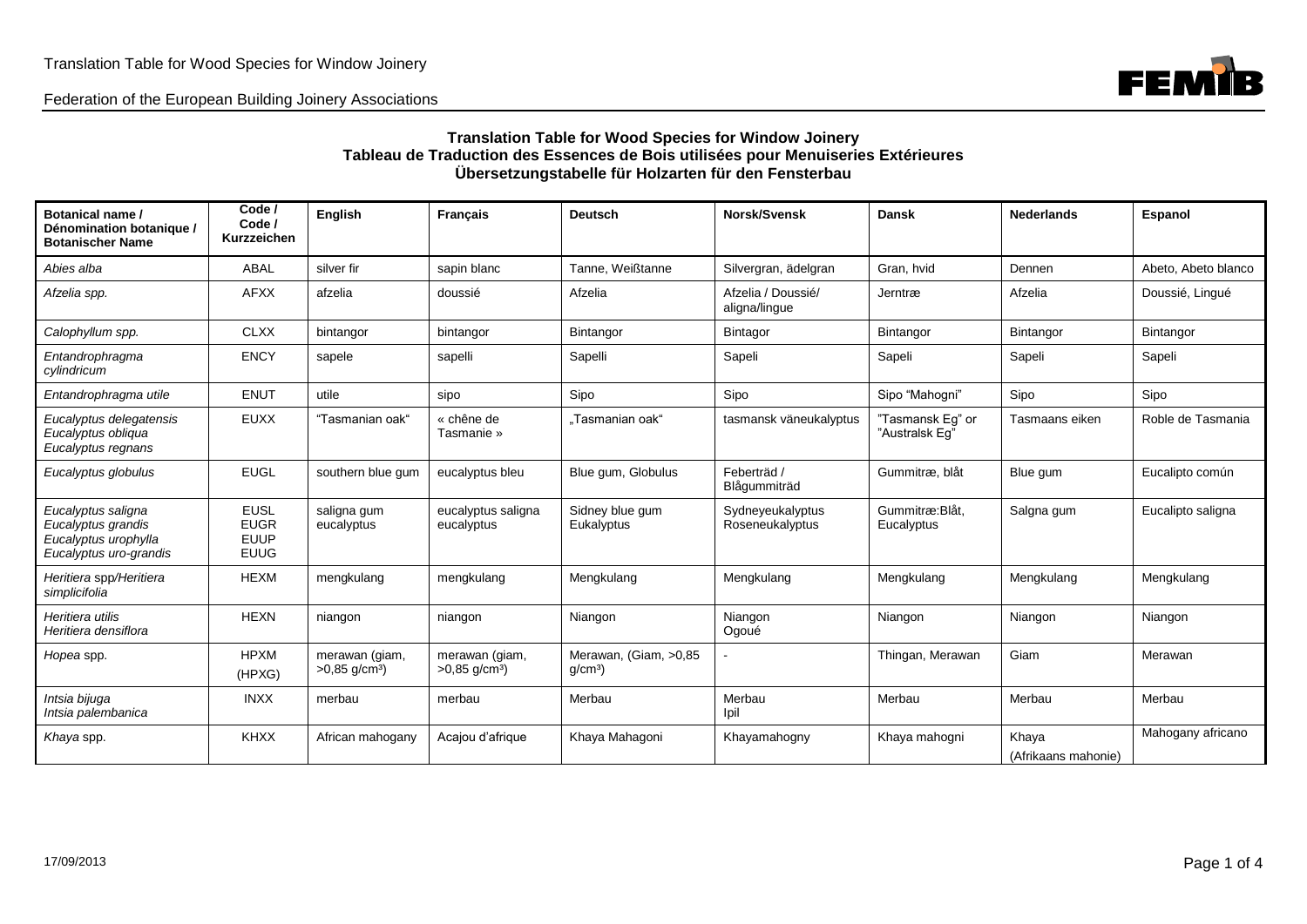# Translation Table for Wood Species for Window Joinery
# Tableau de Traduction des Essences de Bois utilisées pour Menuiseries Extérieures
# Übersetzungstabelle für Holzarten für den Fensterbau

| Botanical name / Dénomination botanique / Botanischer Name | Code / Code / Kurzzeichen | English | Français | Deutsch | Norsk/Svensk | Dansk | Nederlands | Espanol |
|---|---|---|---|---|---|---|---|---|
| *Abies alba* | ABAL | silver fir | sapin blanc | Tanne, Weißtanne | Silvergran, ädelgran | Gran, hvid | Dennen | Abeto, Abeto blanco |
| *Afzelia spp.* | AFXX | afzelia | doussié | Afzelia | Afzelia / Doussié/ aligna/lingue | Jerntræ | Afzelia | Doussié, Lingué |
| *Calophyllum spp.* | CLXX | bintangor | bintangor | Bintangor | Bintagor | Bintangor | Bintangor | Bintangor |
| *Entandrophragma cylindricum* | ENCY | sapele | sapelli | Sapelli | Sapeli | Sapeli | Sapeli | Sapeli |
| *Entandrophragma utile* | ENUT | utile | sipo | Sipo | Sipo | Sipo "Mahogni" | Sipo | Sipo |
| *Eucalyptus delegatensis* *Eucalyptus obliqua* *Eucalyptus regnans* | EUXX | "Tasmanian oak" | « chêne de Tasmanie » | „Tasmanian oak" | tasmansk väneukalyptus | "Tasmansk Eg" or "Australsk Eg" | Tasmaans eiken | Roble de Tasmania |
| *Eucalyptus globulus* | EUGL | southern blue gum | eucalyptus bleu | Blue gum, Globulus | Feberträd / Blågummiträd | Gummitræ, blåt | Blue gum | Eucalipto común |
| *Eucalyptus saligna* *Eucalyptus grandis* *Eucalyptus urophylla* *Eucalyptus uro-grandis* | EUSL EUGR EUUP EUUG | saligna gum eucalyptus | eucalyptus saligna eucalyptus | Sidney blue gum Eukalyptus | Sydneyeukalyptus Roseneukalyptus | Gummitræ:Blåt, Eucalyptus | Salgna gum | Eucalipto saligna |
| *Heritiera spp/Heritiera simplicifolia* | HEXM | mengkulang | mengkulang | Mengkulang | Mengkulang | Mengkulang | Mengkulang | Mengkulang |
| *Heritiera utilis* *Heritiera densiflora* | HEXN | niangon | niangon | Niangon | Niangon Ogoué | Niangon | Niangon | Niangon |
| *Hopea* spp. | HPXM (HPXG) | merawan (giam, >0,85 g/cm³) | merawan (giam, >0,85 g/cm³) | Merawan, (Giam, >0,85 g/cm³) | - | Thingan, Merawan | Giam | Merawan |
| *Intsia bijuga* *Intsia palembanica* | INXX | merbau | merbau | Merbau | Merbau Ipil | Merbau | Merbau | Merbau |
| *Khaya* spp. | KHXX | African mahogany | Acajou d'afrique | Khaya Mahagoni | Khayamahogny | Khaya mahogni | Khaya (Afrikaans mahonie) | Mahogany africano |

17/09/2013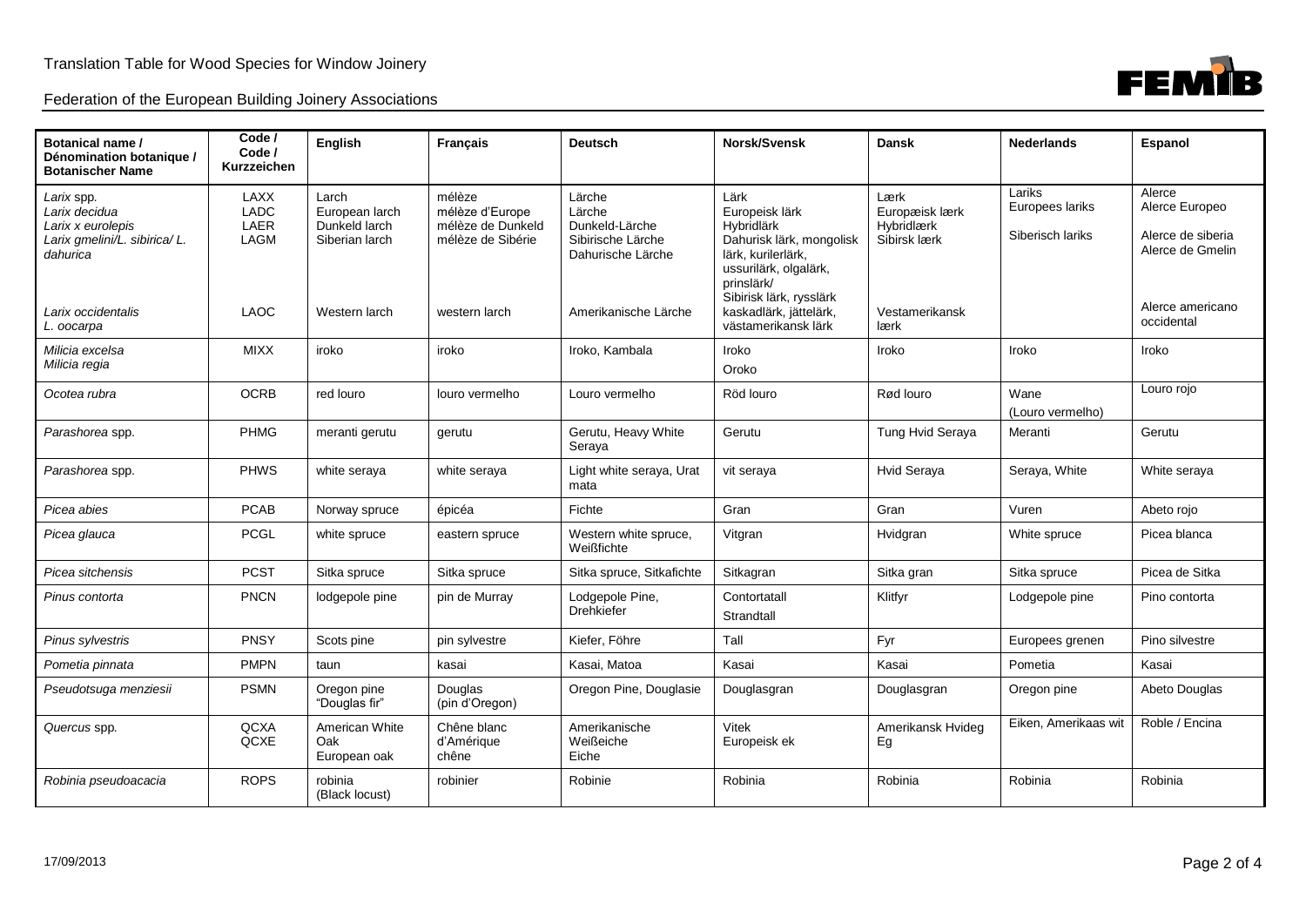Translation Table for Wood Species for Window Joinery

Federation of the European Building Joinery Associations

| Botanical name / Dénomination botanique / Botanischer Name | Code / Code / Kurzzeichen | English | Français | Deutsch | Norsk/Svensk | Dansk | Nederlands | Espanol |
|---|---|---|---|---|---|---|---|---|
| *Larix* spp.<br>*Larix decidua*<br>*Larix x eurolepis*<br>*Larix gmelini/L. sibirica/ L. dahurica*<br><br>*Larix occidentalis*<br>*L. oocarpa* | LAXX<br>LADC<br>LAER<br>LAGM<br><br>LAOC | Larch<br>European larch<br>Dunkeld larch<br>Siberian larch<br><br>Western larch | mélèze<br>mélèze d'Europe<br>mélèze de Dunkeld<br>mélèze de Sibérie<br><br>western larch | Lärche<br>Lärche<br>Dunkeld-Lärche<br>Sibirische Lärche<br>Dahurische Lärche<br><br>Amerikanische Lärche | Lärk<br>Europeisk lärk<br>Hybridlärk<br>Dahurisk lärk, mongolisk lärk, kurilerlärk, ussurilärk, olgalärk, prinslärk/<br>Sibirisk lärk, rysslärk<br>kaskadlärk, jättelärk, västamerikansk lärk | Lærk<br>Europæisk lærk<br>Hybridlærk<br>Sibirsk lærk<br><br>Vestamerikansk lærk | Lariks<br>Europees lariks<br><br>Siberisch lariks | Alerce<br>Alerce Europeo<br><br>Alerce de siberia<br>Alerce de Gmelin<br><br>Alerce americano occidental |
| *Milicia excelsa*<br>*Milicia regia* | MIXX | iroko | iroko | Iroko, Kambala | Iroko<br>Oroko | Iroko | Iroko | Iroko |
| *Ocotea rubra* | OCRB | red louro | louro vermelho | Louro vermelho | Röd louro | Rød louro | Wane<br>(Louro vermelho) | Louro rojo |
| *Parashorea* spp. | PHMG | meranti gerutu | gerutu | Gerutu, Heavy White Seraya | Gerutu | Tung Hvid Seraya | Meranti | Gerutu |
| *Parashorea* spp. | PHWS | white seraya | white seraya | Light white seraya, Urat mata | vit seraya | Hvid Seraya | Seraya, White | White seraya |
| *Picea abies* | PCAB | Norway spruce | épicéa | Fichte | Gran | Gran | Vuren | Abeto rojo |
| *Picea glauca* | PCGL | white spruce | eastern spruce | Western white spruce, Weißfichte | Vitgran | Hvidgran | White spruce | Picea blanca |
| *Picea sitchensis* | PCST | Sitka spruce | Sitka spruce | Sitka spruce, Sitkafichte | Sitkagran | Sitka gran | Sitka spruce | Picea de Sitka |
| *Pinus contorta* | PNCN | lodgepole pine | pin de Murray | Lodgepole Pine, Drehkiefer | Contortatall<br>Strandtall | Klitfyr | Lodgepole pine | Pino contorta |
| *Pinus sylvestris* | PNSY | Scots pine | pin sylvestre | Kiefer, Föhre | Tall | Fyr | Europees grenen | Pino silvestre |
| *Pometia pinnata* | PMPN | taun | kasai | Kasai, Matoa | Kasai | Kasai | Pometia | Kasai |
| *Pseudotsuga menziesii* | PSMN | Oregon pine<br>"Douglas fir" | Douglas<br>(pin d'Oregon) | Oregon Pine, Douglasie | Douglasgran | Douglasgran | Oregon pine | Abeto Douglas |
| *Quercus* spp. | QCXA<br>QCXE | American White Oak<br>European oak | Chêne blanc d'Amérique<br>chêne | Amerikanische Weißeiche<br>Eiche | Vitek<br>Europeisk ek | Amerikansk Hvideg<br>Eg | Eiken, Amerikaas wit | Roble / Encina |
| *Robinia pseudoacacia* | ROPS | robinia<br>(Black locust) | robinier | Robinie | Robinia | Robinia | Robinia | Robinia |

17/09/2013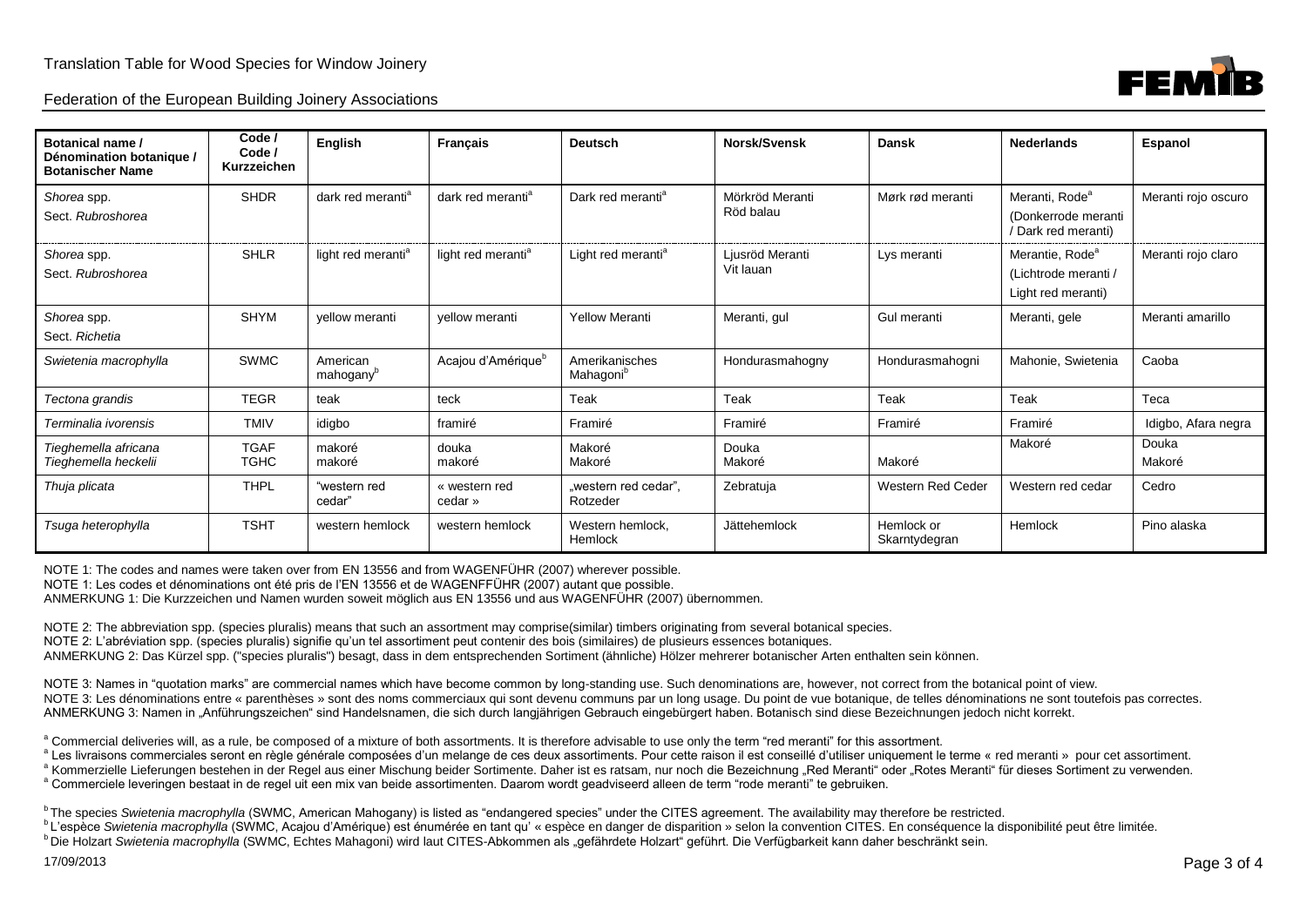| Botanical name / Dénomination botanique / Botanischer Name | Code / Code / Kurzzeichen | English | Français | Deutsch | Norsk/Svensk | Dansk | Nederlands | Espanol |
|---|---|---|---|---|---|---|---|---|
| *Shorea* spp. Sect. *Rubroshorea* | SHDR | dark red meranti[a] | dark red meranti[a] | Dark red meranti[a] | Mörkröd Meranti Röd balau | Mørk rød meranti | Meranti, Rode[a] (Donkerrode meranti / Dark red meranti) | Meranti rojo oscuro |
| *Shorea* spp. Sect. *Rubroshorea* | SHLR | light red meranti[a] | light red meranti[a] | Light red meranti[a] | Ljusröd Meranti Vit lauan | Lys meranti | Merantie, Rode[a] (Lichtrode meranti / Light red meranti) | Meranti rojo claro |
| *Shorea* spp. Sect. *Richetia* | SHYM | yellow meranti | yellow meranti | Yellow Meranti | Meranti, gul | Gul meranti | Meranti, gele | Meranti amarillo |
| *Swietenia macrophylla* | SWMC | American mahogany[b] | Acajou d'Amérique[b] | Amerikanisches Mahagoni[b] | Hondurasmahogny | Hondurasmahogni | Mahonie, Swietenia | Caoba |
| *Tectona grandis* | TEGR | teak | teck | Teak | Teak | Teak | Teak | Teca |
| *Terminalia ivorensis* | TMIV | idigbo | framiré | Framiré | Framiré | Framiré | Framiré | Idigbo, Afara negra |
| *Tieghemella africana* *Tieghemella heckelii* | TGAF TGHC | makoré makoré | douka makoré | Makoré Makoré | Douka Makoré | Makoré | Makoré | Douka Makoré |
| *Thuja plicata* | THPL | "western red cedar" | « western red cedar » | „western red cedar", Rotzeder | Zebratuja | Western Red Ceder | Western red cedar | Cedro |
| *Tsuga heterophylla* | TSHT | western hemlock | western hemlock | Western hemlock, Hemlock | Jättehemlock | Hemlock or Skarntydegran | Hemlock | Pino alaska |

NOTE 1: The codes and names were taken over from EN 13556 and from WAGENFÜHR (2007) wherever possible.
NOTE 1: Les codes et dénominations ont été pris de l'EN 13556 et de WAGENFFÜHR (2007) autant que possible.
ANMERKUNG 1: Die Kurzzeichen und Namen wurden soweit möglich aus EN 13556 und aus WAGENFÜHR (2007) übernommen.

NOTE 2: The abbreviation spp. (species pluralis) means that such an assortment may comprise(similar) timbers originating from several botanical species.
NOTE 2: L'abréviation spp. (species pluralis) signifie qu'un tel assortiment peut contenir des bois (similaires) de plusieurs essences botaniques.
ANMERKUNG 2: Das Kürzel spp. ("species pluralis") besagt, dass in dem entsprechenden Sortiment (ähnliche) Hölzer mehrerer botanischer Arten enthalten sein können.

NOTE 3: Names in "quotation marks" are commercial names which have become common by long-standing use. Such denominations are, however, not correct from the botanical point of view.
NOTE 3: Les dénominations entre « parenthèses » sont des noms commerciaux qui sont devenu communs par un long usage. Du point de vue botanique, de telles dénominations ne sont toutefois pas correctes.
ANMERKUNG 3: Namen in „Anführungszeichen" sind Handelsnamen, die sich durch langjährigen Gebrauch eingebürgert haben. Botanisch sind diese Bezeichnungen jedoch nicht korrekt.

[a] Commercial deliveries will, as a rule, be composed of a mixture of both assortments. It is therefore advisable to use only the term "red meranti" for this assortment.
[a] Les livraisons commerciales seront en règle générale composées d'un melange de ces deux assortiments. Pour cette raison il est conseillé d'utiliser uniquement le terme « red meranti » pour cet assortiment.
[a] Kommerzielle Lieferungen bestehen in der Regel aus einer Mischung beider Sortimente. Daher ist es ratsam, nur noch die Bezeichnung „Red Meranti" oder „Rotes Meranti" für dieses Sortiment zu verwenden.
[a] Commerciele leveringen bestaat in de regel uit een mix van beide assortimenten. Daarom wordt geadviseerd alleen de term "rode meranti" te gebruiken.

[b] The species *Swietenia macrophylla* (SWMC, American Mahogany) is listed as "endangered species" under the CITES agreement. The availability may therefore be restricted.
[b] L'espèce *Swietenia macrophylla* (SWMC, Acajou d'Amérique) est énumérée en tant qu' « espèce en danger de disparition » selon la convention CITES. En conséquence la disponibilité peut être limitée.
[b] Die Holzart *Swietenia macrophylla* (SWMC, Echtes Mahagoni) wird laut CITES-Abkommen als „gefährdete Holzart" geführt. Die Verfügbarkeit kann daher beschränkt sein.

17/09/2013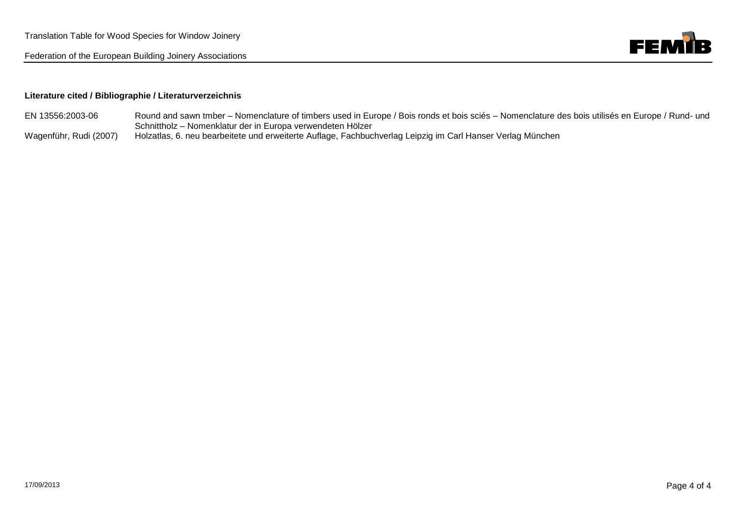**Literature cited / Bibliographie / Literaturverzeichnis**

| | |
|---|---|
| EN 13556:2003-06 | Round and sawn tmber – Nomenclature of timbers used in Europe / Bois ronds et bois sciés – Nomenclature des bois utilisés en Europe / Rund- und Schnittholz – Nomenklatur der in Europa verwendeten Hölzer |
| Wagenführ, Rudi (2007) | Holzatlas, 6. neu bearbeitete und erweiterte Auflage, Fachbuchverlag Leipzig im Carl Hanser Verlag München |